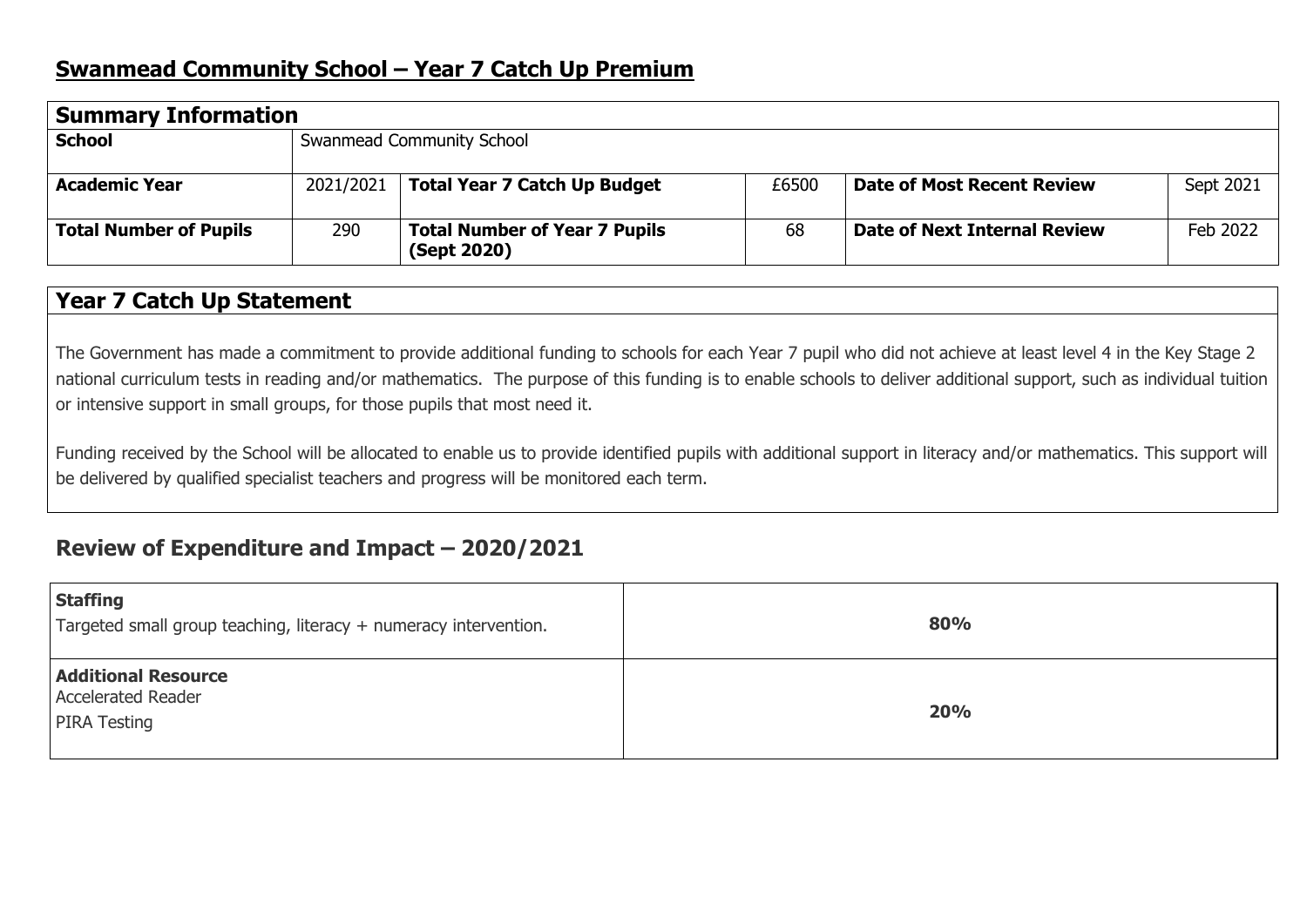# Swanmead Community School – Year 7 Catch Up Premium

| **Summary Information** | | | | | |
|---|---|---|---|---|---|
| **School** | Swanmead Community School | | | | |
| **Academic Year** | 2021/2021 | **Total Year 7 Catch Up Budget** | £6500 | **Date of Most Recent Review** | Sept 2021 |
| **Total Number of Pupils** | 290 | **Total Number of Year 7 Pupils (Sept 2020)** | 68 | **Date of Next Internal Review** | Feb 2022 |

## Year 7 Catch Up Statement

The Government has made a commitment to provide additional funding to schools for each Year 7 pupil who did not achieve at least level 4 in the Key Stage 2 national curriculum tests in reading and/or mathematics. The purpose of this funding is to enable schools to deliver additional support, such as individual tuition or intensive support in small groups, for those pupils that most need it.

Funding received by the School will be allocated to enable us to provide identified pupils with additional support in literacy and/or mathematics. This support will be delivered by qualified specialist teachers and progress will be monitored each term.

## Review of Expenditure and Impact – 2020/2021

| | |
|---|---|
| **Staffing**<br>Targeted small group teaching, literacy + numeracy intervention. | **80%** |
| **Additional Resource**<br>Accelerated Reader<br>PIRA Testing | **20%** |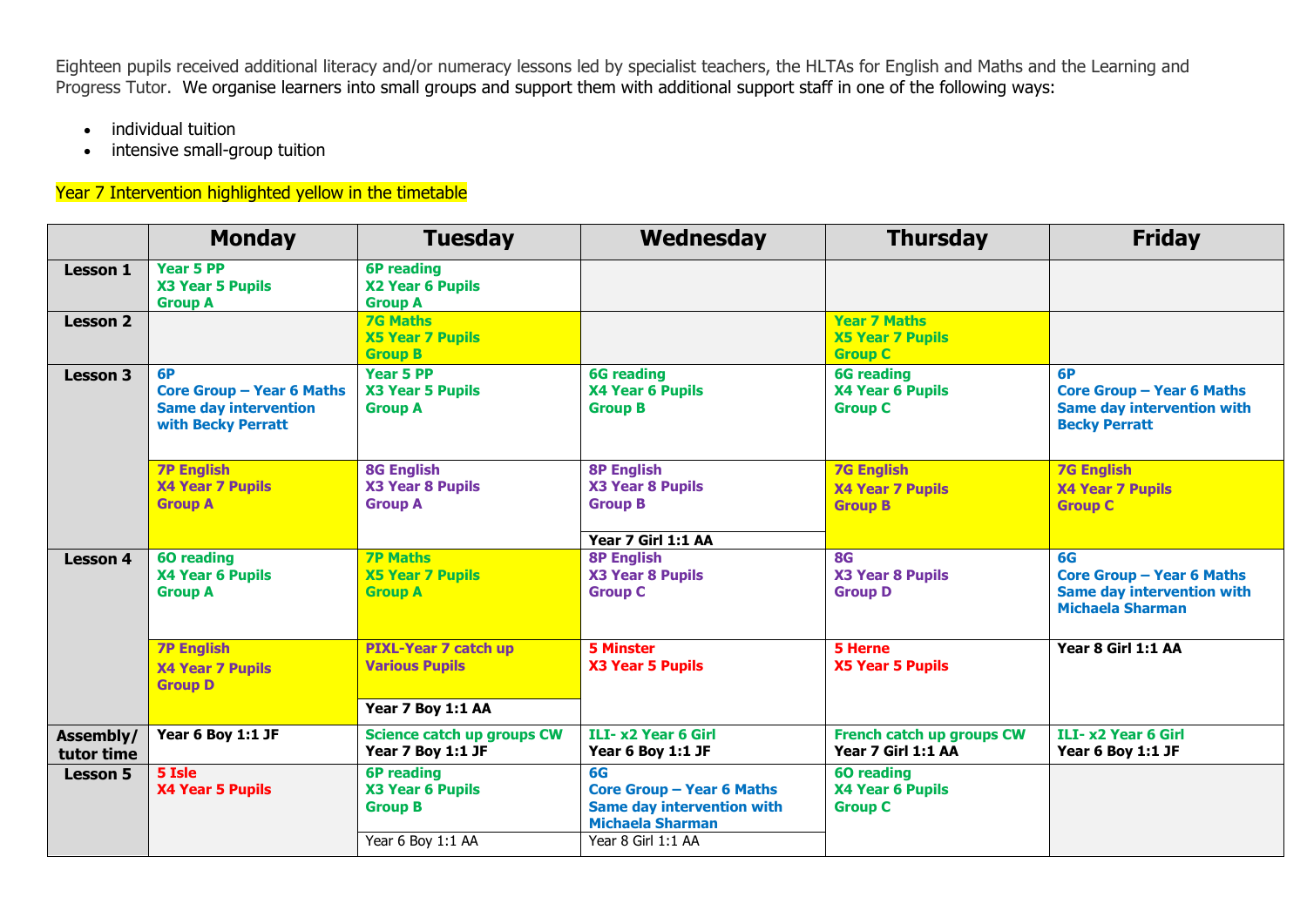Eighteen pupils received additional literacy and/or numeracy lessons led by specialist teachers, the HLTAs for English and Maths and the Learning and Progress Tutor. We organise learners into small groups and support them with additional support staff in one of the following ways:

- individual tuition
- intensive small-group tuition

Year 7 Intervention highlighted yellow in the timetable

| | Monday | Tuesday | Wednesday | Thursday | Friday |
|---|---|---|---|---|---|
| **Lesson 1** | **Year 5 PP**<br>**X3 Year 5 Pupils**<br>**Group A** | **6P reading**<br>**X2 Year 6 Pupils**<br>**Group A** | | | |
| **Lesson 2** | | **7G Maths**<br>**X5 Year 7 Pupils**<br>**Group B** | | **Year 7 Maths**<br>**X5 Year 7 Pupils**<br>**Group C** | |
| **Lesson 3** | **6P**<br>**Core Group – Year 6 Maths**<br>**Same day intervention with Becky Perratt** | **Year 5 PP**<br>**X3 Year 5 Pupils**<br>**Group A** | **6G reading**<br>**X4 Year 6 Pupils**<br>**Group B** | **6G reading**<br>**X4 Year 6 Pupils**<br>**Group C** | **6P**<br>**Core Group – Year 6 Maths**<br>**Same day intervention with Becky Perratt** |
| | **7P English**<br>**X4 Year 7 Pupils**<br>**Group A** | **8G English**<br>**X3 Year 8 Pupils**<br>**Group A** | **8P English**<br>**X3 Year 8 Pupils**<br>**Group B**<br>**Year 7 Girl 1:1 AA** | **7G English**<br>**X4 Year 7 Pupils**<br>**Group B** | **7G English**<br>**X4 Year 7 Pupils**<br>**Group C** |
| **Lesson 4** | **6O reading**<br>**X4 Year 6 Pupils**<br>**Group A** | **7P Maths**<br>**X5 Year 7 Pupils**<br>**Group A** | **8P English**<br>**X3 Year 8 Pupils**<br>**Group C** | **8G**<br>**X3 Year 8 Pupils**<br>**Group D** | **6G**<br>**Core Group – Year 6 Maths**<br>**Same day intervention with Michaela Sharman** |
| | **7P English**<br>**X4 Year 7 Pupils**<br>**Group D** | **PIXL-Year 7 catch up**<br>**Various Pupils**<br>**Year 7 Boy 1:1 AA** | **5 Minster**<br>**X3 Year 5 Pupils** | **5 Herne**<br>**X5 Year 5 Pupils** | **Year 8 Girl 1:1 AA** |
| **Assembly/ tutor time** | **Year 6 Boy 1:1 JF** | **Science catch up groups CW**<br>**Year 7 Boy 1:1 JF** | **ILI- x2 Year 6 Girl**<br>**Year 6 Boy 1:1 JF** | **French catch up groups CW**<br>**Year 7 Girl 1:1 AA** | **ILI- x2 Year 6 Girl**<br>**Year 6 Boy 1:1 JF** |
| **Lesson 5** | **5 Isle**<br>**X4 Year 5 Pupils** | **6P reading**<br>**X3 Year 6 Pupils**<br>**Group B**<br>Year 6 Boy 1:1 AA | **6G**<br>**Core Group – Year 6 Maths**<br>**Same day intervention with Michaela Sharman**<br>Year 8 Girl 1:1 AA | **6O reading**<br>**X4 Year 6 Pupils**<br>**Group C** | |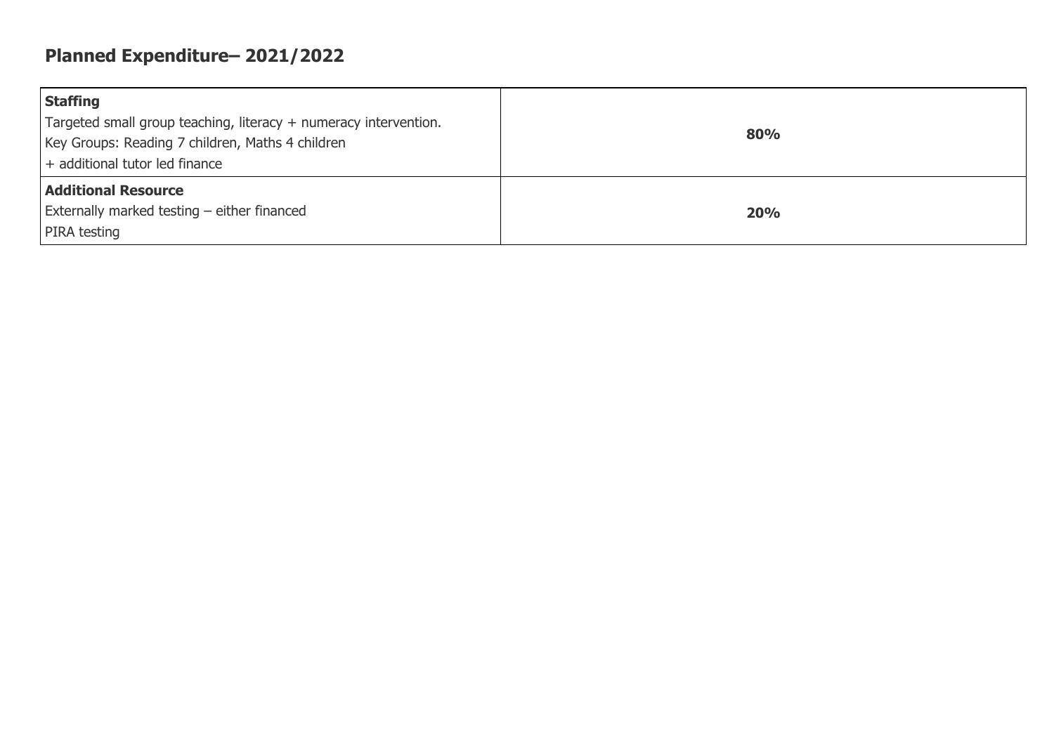## Planned Expenditure– 2021/2022

| | |
|---|---|
| **Staffing**<br>Targeted small group teaching, literacy + numeracy intervention.<br>Key Groups: Reading 7 children, Maths 4 children<br>+ additional tutor led finance | **80%** |
| **Additional Resource**<br>Externally marked testing – either financed<br>PIRA testing | **20%** |